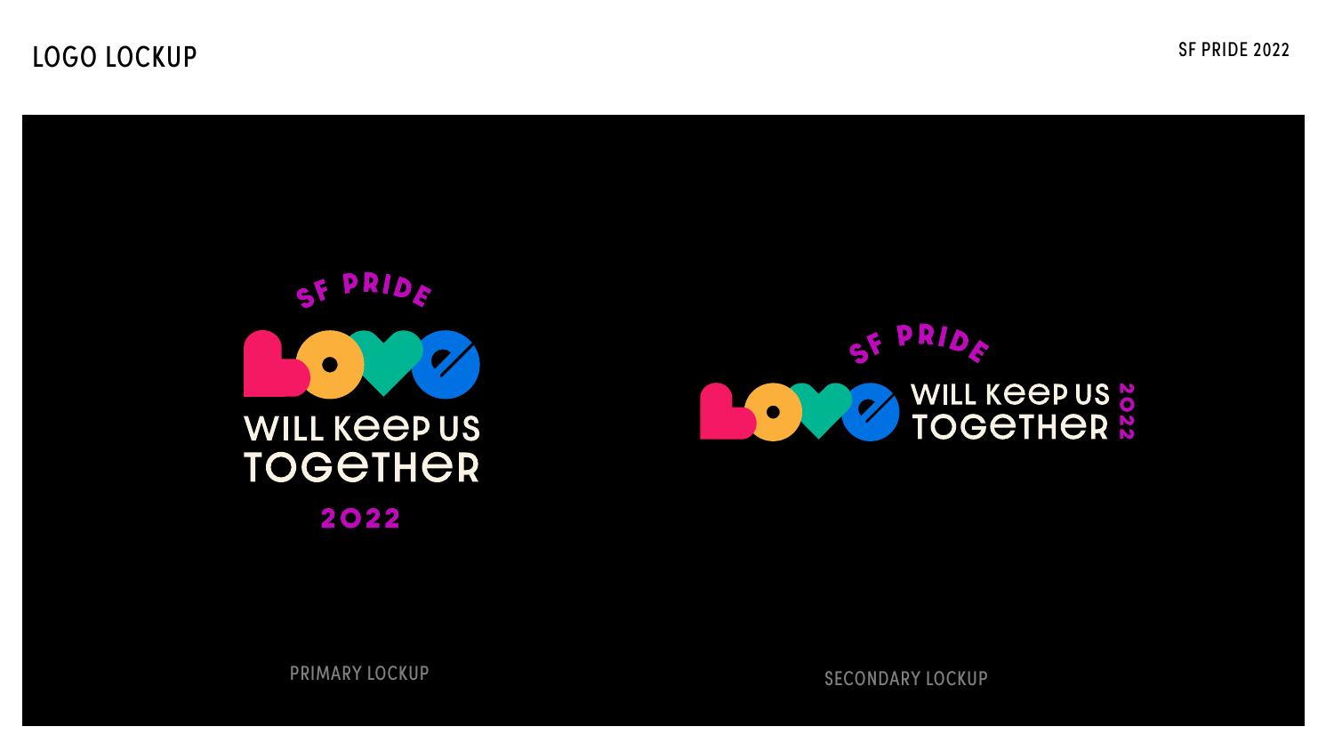# LOGO LOCKUP

SF PRIDE 2022

SF PRIDE

LOVE

WILL KEEP US TOGETHER

2022

PRIMARY LOCKUP

SF PRIDE

LOVE WILL KEEP US TOGETHER 2022

SECONDARY LOCKUP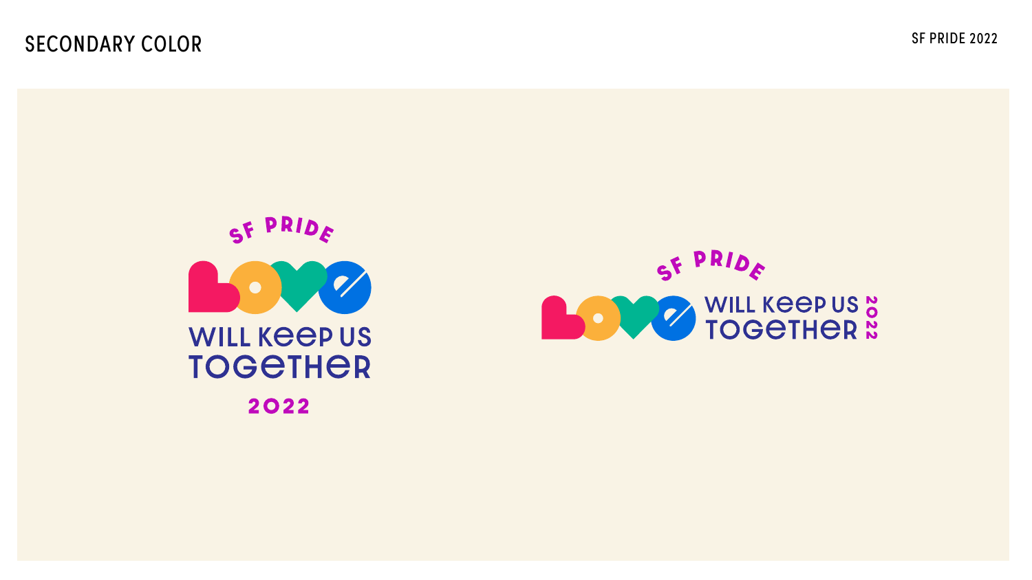# SECONDARY COLOR

SF PRIDE

LOVE

WILL KEEP US TOGETHER

2022

SF PRIDE

LOVE

WILL KEEP US TOGETHER

2022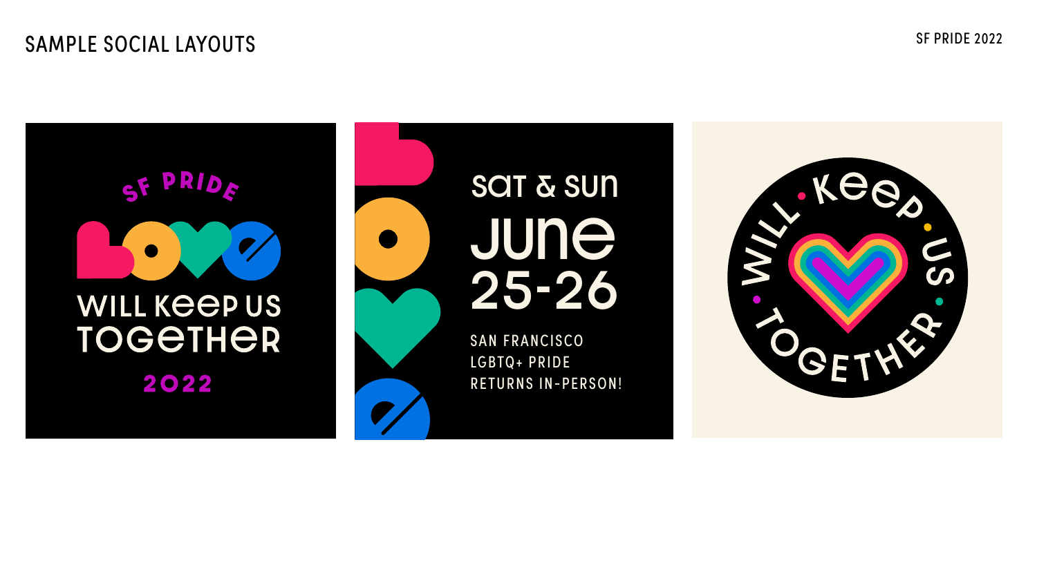# SAMPLE SOCIAL LAYOUTS

SF PRIDE

LOVE

WILL KEEP US TOGETHER

2022

SAT & SUN

JUNE 25-26

SAN FRANCISCO
LGBTQ+ PRIDE
RETURNS IN-PERSON!

WILL · KEEP · US · TOGETHER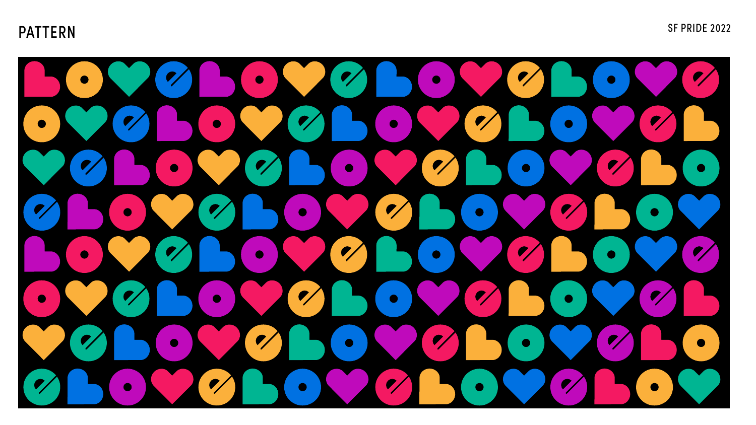# PATTERN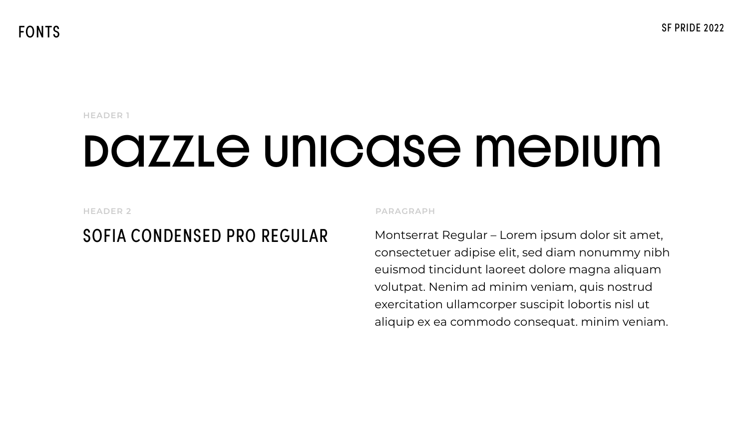# FONTS

HEADER 1

# Dazzle Unicase Medium

HEADER 2

## SOFIA CONDENSED PRO REGULAR

PARAGRAPH

Montserrat Regular – Lorem ipsum dolor sit amet, consectetuer adipise elit, sed diam nonummy nibh euismod tincidunt laoreet dolore magna aliquam volutpat. Nenim ad minim veniam, quis nostrud exercitation ullamcorper suscipit lobortis nisl ut aliquip ex ea commodo consequat. minim veniam.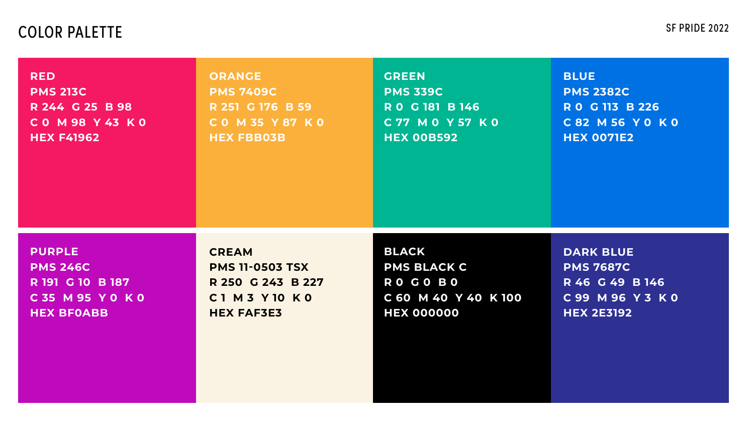# COLOR PALETTE

SF PRIDE 2022

**RED**
**PMS 213C**
**R 244 G 25 B 98**
**C 0 M 98 Y 43 K 0**
**HEX F41962**

**ORANGE**
**PMS 7409C**
**R 251 G 176 B 59**
**C 0 M 35 Y 87 K 0**
**HEX FBB03B**

**GREEN**
**PMS 339C**
**R 0 G 181 B 146**
**C 77 M 0 Y 57 K 0**
**HEX 00B592**

**BLUE**
**PMS 2382C**
**R 0 G 113 B 226**
**C 82 M 56 Y 0 K 0**
**HEX 0071E2**

**PURPLE**
**PMS 246C**
**R 191 G 10 B 187**
**C 35 M 95 Y 0 K 0**
**HEX BF0ABB**

**CREAM**
**PMS 11-0503 TSX**
**R 250 G 243 B 227**
**C 1 M 3 Y 10 K 0**
**HEX FAF3E3**

**BLACK**
**PMS BLACK C**
**R 0 G 0 B 0**
**C 60 M 40 Y 40 K 100**
**HEX 000000**

**DARK BLUE**
**PMS 7687C**
**R 46 G 49 B 146**
**C 99 M 96 Y 3 K 0**
**HEX 2E3192**